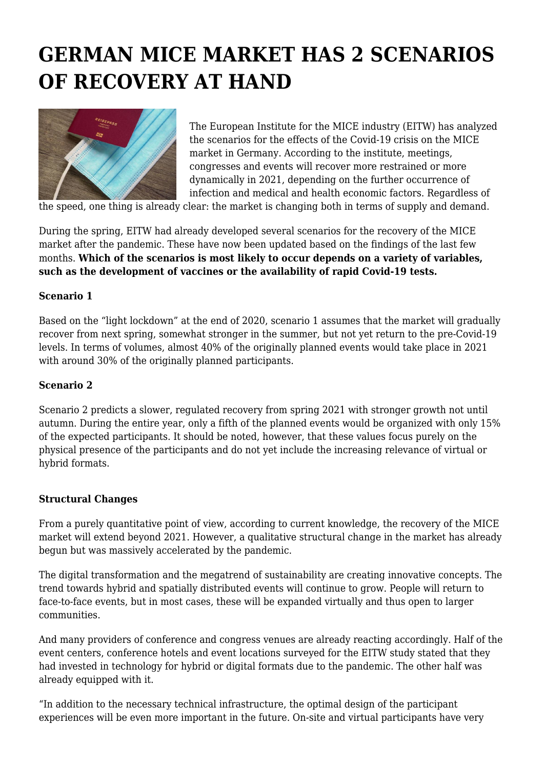# GERMAN MICE MARKET HAS 2 SCENARIOS OF RECOVERY AT HAND

The European Institute for the MICE industry (EITW) has analyzed the scenarios for the effects of the Covid-19 crisis on the MICE market in Germany. According to the institute, meetings, congresses and events will recover more restrained or more dynamically in 2021, depending on the further occurrence of infection and medical and health economic factors. Regardless of the speed, one thing is already clear: the market is changing both in terms of supply and demand.

During the spring, EITW had already developed several scenarios for the recovery of the MICE market after the pandemic. These have now been updated based on the findings of the last few months. **Which of the scenarios is most likely to occur depends on a variety of variables, such as the development of vaccines or the availability of rapid Covid-19 tests.**

**Scenario 1**

Based on the "light lockdown" at the end of 2020, scenario 1 assumes that the market will gradually recover from next spring, somewhat stronger in the summer, but not yet return to the pre-Covid-19 levels. In terms of volumes, almost 40% of the originally planned events would take place in 2021 with around 30% of the originally planned participants.

**Scenario 2**

Scenario 2 predicts a slower, regulated recovery from spring 2021 with stronger growth not until autumn. During the entire year, only a fifth of the planned events would be organized with only 15% of the expected participants. It should be noted, however, that these values focus purely on the physical presence of the participants and do not yet include the increasing relevance of virtual or hybrid formats.

**Structural Changes**

From a purely quantitative point of view, according to current knowledge, the recovery of the MICE market will extend beyond 2021. However, a qualitative structural change in the market has already begun but was massively accelerated by the pandemic.

The digital transformation and the megatrend of sustainability are creating innovative concepts. The trend towards hybrid and spatially distributed events will continue to grow. People will return to face-to-face events, but in most cases, these will be expanded virtually and thus open to larger communities.

And many providers of conference and congress venues are already reacting accordingly. Half of the event centers, conference hotels and event locations surveyed for the EITW study stated that they had invested in technology for hybrid or digital formats due to the pandemic. The other half was already equipped with it.

"In addition to the necessary technical infrastructure, the optimal design of the participant experiences will be even more important in the future. On-site and virtual participants have very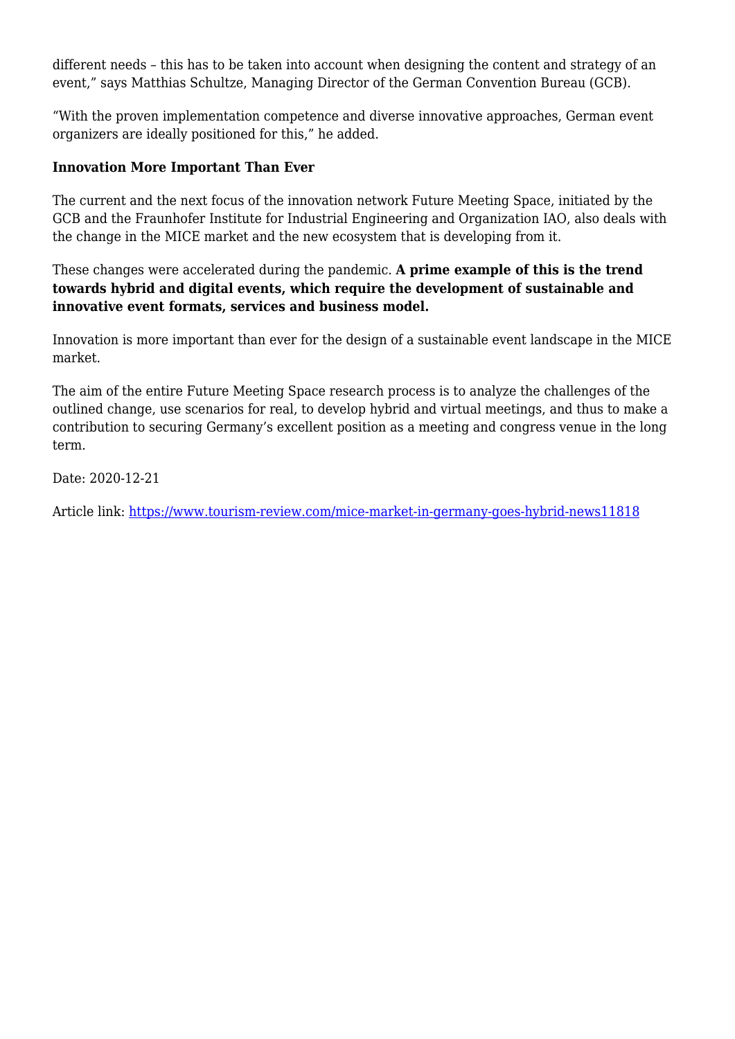different needs – this has to be taken into account when designing the content and strategy of an event," says Matthias Schultze, Managing Director of the German Convention Bureau (GCB).

"With the proven implementation competence and diverse innovative approaches, German event organizers are ideally positioned for this," he added.

**Innovation More Important Than Ever**

The current and the next focus of the innovation network Future Meeting Space, initiated by the GCB and the Fraunhofer Institute for Industrial Engineering and Organization IAO, also deals with the change in the MICE market and the new ecosystem that is developing from it.

These changes were accelerated during the pandemic. **A prime example of this is the trend towards hybrid and digital events, which require the development of sustainable and innovative event formats, services and business model.**

Innovation is more important than ever for the design of a sustainable event landscape in the MICE market.

The aim of the entire Future Meeting Space research process is to analyze the challenges of the outlined change, use scenarios for real, to develop hybrid and virtual meetings, and thus to make a contribution to securing Germany's excellent position as a meeting and congress venue in the long term.

Date: 2020-12-21

Article link: [https://www.tourism-review.com/mice-market-in-germany-goes-hybrid-news11818](https://www.tourism-review.com/mice-market-in-germany-goes-hybrid-news11818)